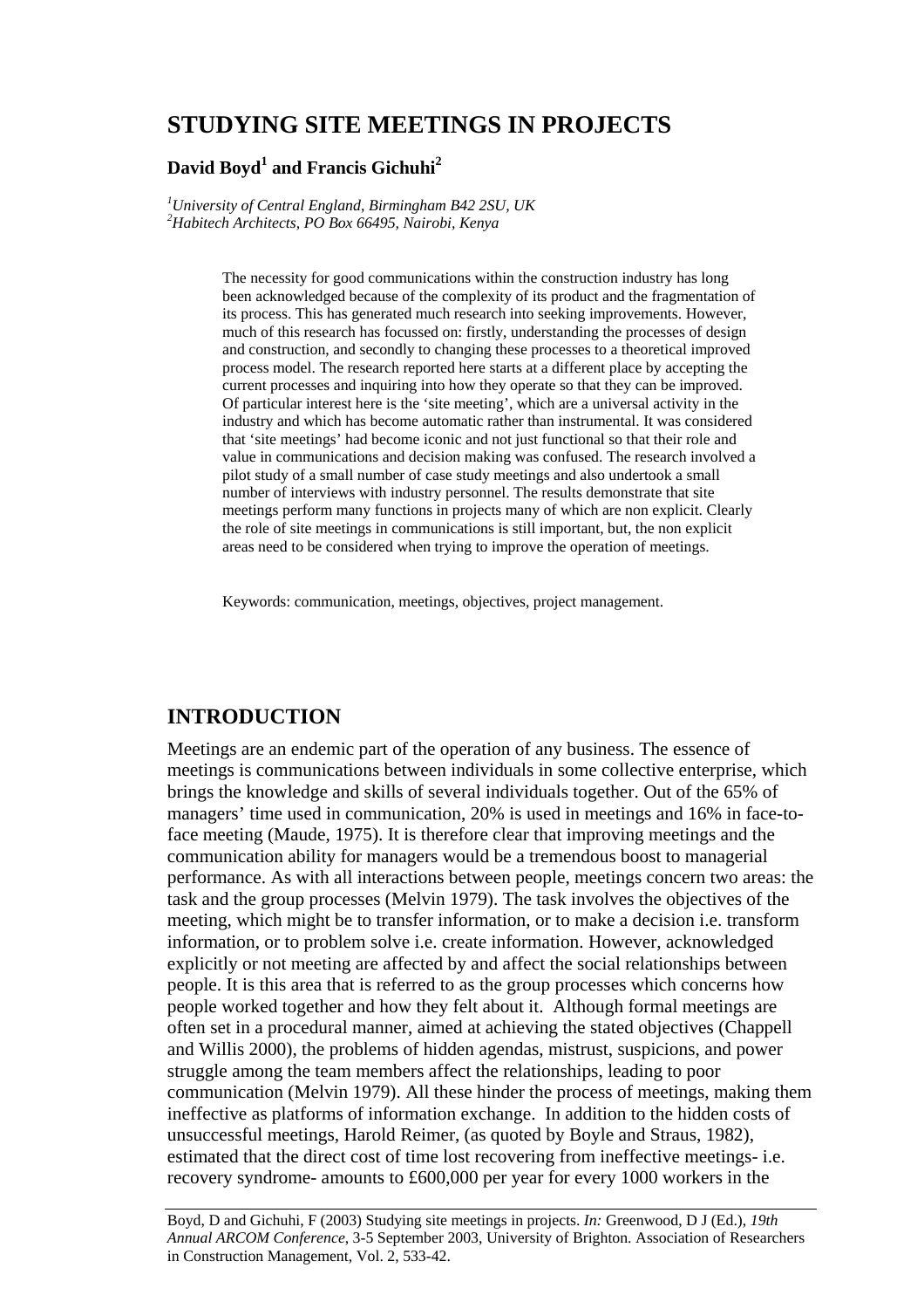# STUDYING SITE MEETINGS IN PROJECTS

**David Boyd[1] and Francis Gichuhi[2]**

*[1]University of Central England, Birmingham B42 2SU, UK*
*[2]Habitech Architects, PO Box 66495, Nairobi, Kenya*

The necessity for good communications within the construction industry has long been acknowledged because of the complexity of its product and the fragmentation of its process. This has generated much research into seeking improvements. However, much of this research has focussed on: firstly, understanding the processes of design and construction, and secondly to changing these processes to a theoretical improved process model. The research reported here starts at a different place by accepting the current processes and inquiring into how they operate so that they can be improved. Of particular interest here is the 'site meeting', which are a universal activity in the industry and which has become automatic rather than instrumental. It was considered that 'site meetings' had become iconic and not just functional so that their role and value in communications and decision making was confused. The research involved a pilot study of a small number of case study meetings and also undertook a small number of interviews with industry personnel. The results demonstrate that site meetings perform many functions in projects many of which are non explicit. Clearly the role of site meetings in communications is still important, but, the non explicit areas need to be considered when trying to improve the operation of meetings.

Keywords: communication, meetings, objectives, project management.

## INTRODUCTION

Meetings are an endemic part of the operation of any business. The essence of meetings is communications between individuals in some collective enterprise, which brings the knowledge and skills of several individuals together. Out of the 65% of managers' time used in communication, 20% is used in meetings and 16% in face-to-face meeting (Maude, 1975). It is therefore clear that improving meetings and the communication ability for managers would be a tremendous boost to managerial performance. As with all interactions between people, meetings concern two areas: the task and the group processes (Melvin 1979). The task involves the objectives of the meeting, which might be to transfer information, or to make a decision i.e. transform information, or to problem solve i.e. create information. However, acknowledged explicitly or not meeting are affected by and affect the social relationships between people. It is this area that is referred to as the group processes which concerns how people worked together and how they felt about it. Although formal meetings are often set in a procedural manner, aimed at achieving the stated objectives (Chappell and Willis 2000), the problems of hidden agendas, mistrust, suspicions, and power struggle among the team members affect the relationships, leading to poor communication (Melvin 1979). All these hinder the process of meetings, making them ineffective as platforms of information exchange. In addition to the hidden costs of unsuccessful meetings, Harold Reimer, (as quoted by Boyle and Straus, 1982), estimated that the direct cost of time lost recovering from ineffective meetings- i.e. recovery syndrome- amounts to £600,000 per year for every 1000 workers in the

Boyd, D and Gichuhi, F (2003) Studying site meetings in projects. *In:* Greenwood, D J (Ed.), *19th Annual ARCOM Conference*, 3-5 September 2003, University of Brighton. Association of Researchers in Construction Management, Vol. 2, 533-42.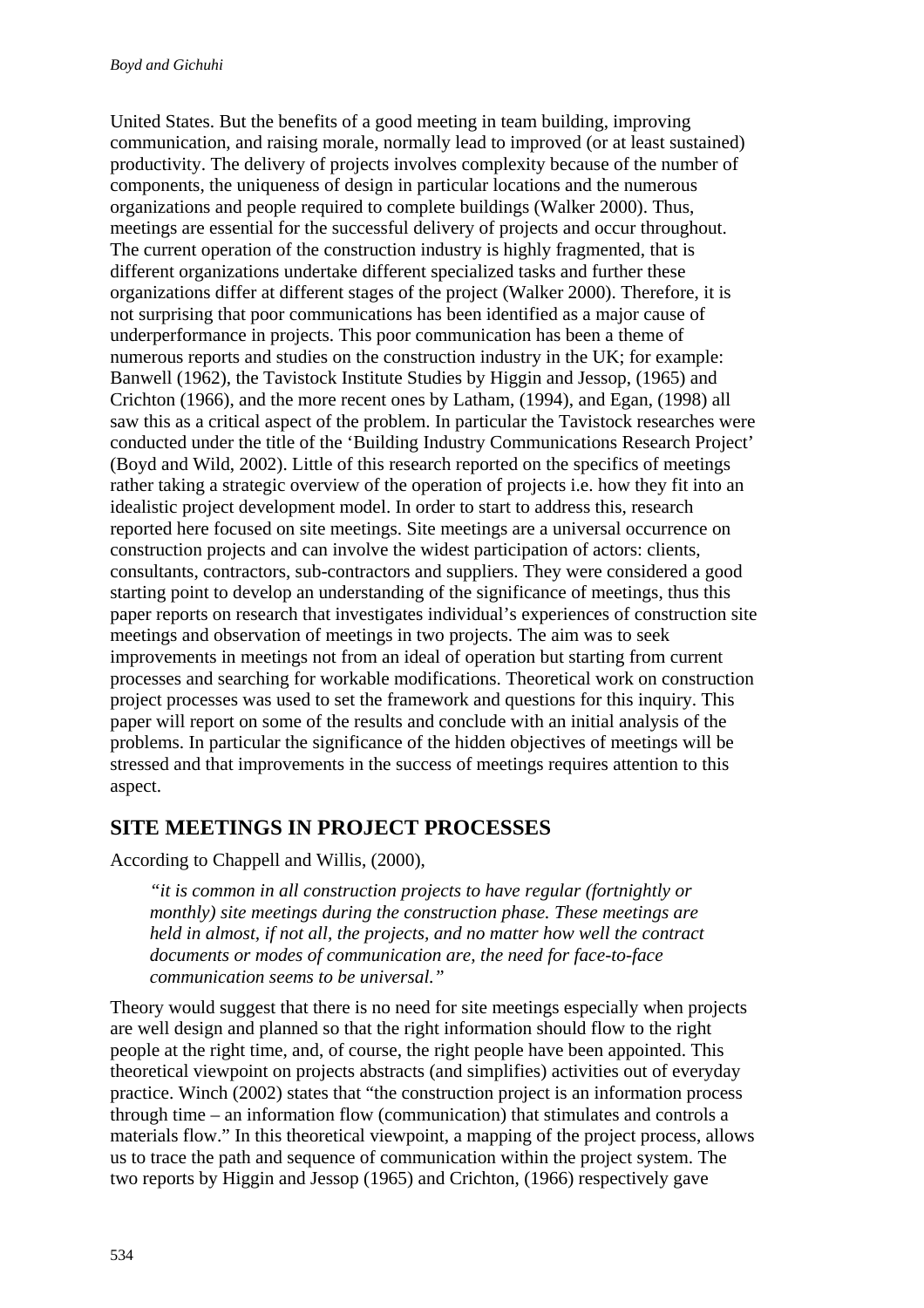United States. But the benefits of a good meeting in team building, improving communication, and raising morale, normally lead to improved (or at least sustained) productivity. The delivery of projects involves complexity because of the number of components, the uniqueness of design in particular locations and the numerous organizations and people required to complete buildings (Walker 2000). Thus, meetings are essential for the successful delivery of projects and occur throughout. The current operation of the construction industry is highly fragmented, that is different organizations undertake different specialized tasks and further these organizations differ at different stages of the project (Walker 2000). Therefore, it is not surprising that poor communications has been identified as a major cause of underperformance in projects. This poor communication has been a theme of numerous reports and studies on the construction industry in the UK; for example: Banwell (1962), the Tavistock Institute Studies by Higgin and Jessop, (1965) and Crichton (1966), and the more recent ones by Latham, (1994), and Egan, (1998) all saw this as a critical aspect of the problem. In particular the Tavistock researches were conducted under the title of the 'Building Industry Communications Research Project' (Boyd and Wild, 2002). Little of this research reported on the specifics of meetings rather taking a strategic overview of the operation of projects i.e. how they fit into an idealistic project development model. In order to start to address this, research reported here focused on site meetings. Site meetings are a universal occurrence on construction projects and can involve the widest participation of actors: clients, consultants, contractors, sub-contractors and suppliers. They were considered a good starting point to develop an understanding of the significance of meetings, thus this paper reports on research that investigates individual's experiences of construction site meetings and observation of meetings in two projects. The aim was to seek improvements in meetings not from an ideal of operation but starting from current processes and searching for workable modifications. Theoretical work on construction project processes was used to set the framework and questions for this inquiry. This paper will report on some of the results and conclude with an initial analysis of the problems. In particular the significance of the hidden objectives of meetings will be stressed and that improvements in the success of meetings requires attention to this aspect.

## SITE MEETINGS IN PROJECT PROCESSES

According to Chappell and Willis, (2000),

> *"it is common in all construction projects to have regular (fortnightly or monthly) site meetings during the construction phase. These meetings are held in almost, if not all, the projects, and no matter how well the contract documents or modes of communication are, the need for face-to-face communication seems to be universal."*

Theory would suggest that there is no need for site meetings especially when projects are well design and planned so that the right information should flow to the right people at the right time, and, of course, the right people have been appointed. This theoretical viewpoint on projects abstracts (and simplifies) activities out of everyday practice. Winch (2002) states that "the construction project is an information process through time – an information flow (communication) that stimulates and controls a materials flow." In this theoretical viewpoint, a mapping of the project process, allows us to trace the path and sequence of communication within the project system. The two reports by Higgin and Jessop (1965) and Crichton, (1966) respectively gave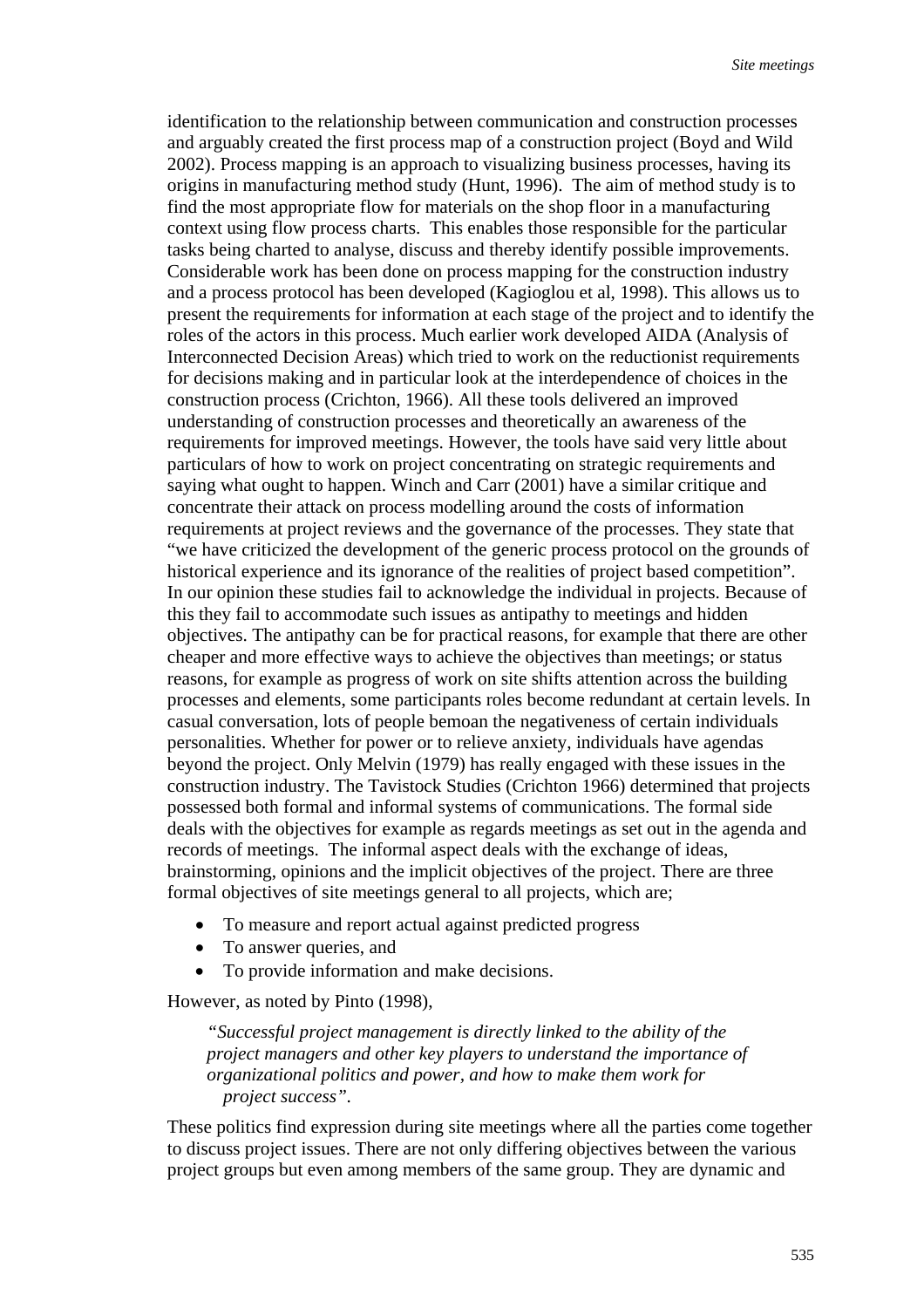identification to the relationship between communication and construction processes and arguably created the first process map of a construction project (Boyd and Wild 2002). Process mapping is an approach to visualizing business processes, having its origins in manufacturing method study (Hunt, 1996). The aim of method study is to find the most appropriate flow for materials on the shop floor in a manufacturing context using flow process charts. This enables those responsible for the particular tasks being charted to analyse, discuss and thereby identify possible improvements. Considerable work has been done on process mapping for the construction industry and a process protocol has been developed (Kagioglou et al, 1998). This allows us to present the requirements for information at each stage of the project and to identify the roles of the actors in this process. Much earlier work developed AIDA (Analysis of Interconnected Decision Areas) which tried to work on the reductionist requirements for decisions making and in particular look at the interdependence of choices in the construction process (Crichton, 1966). All these tools delivered an improved understanding of construction processes and theoretically an awareness of the requirements for improved meetings. However, the tools have said very little about particulars of how to work on project concentrating on strategic requirements and saying what ought to happen. Winch and Carr (2001) have a similar critique and concentrate their attack on process modelling around the costs of information requirements at project reviews and the governance of the processes. They state that "we have criticized the development of the generic process protocol on the grounds of historical experience and its ignorance of the realities of project based competition". In our opinion these studies fail to acknowledge the individual in projects. Because of this they fail to accommodate such issues as antipathy to meetings and hidden objectives. The antipathy can be for practical reasons, for example that there are other cheaper and more effective ways to achieve the objectives than meetings; or status reasons, for example as progress of work on site shifts attention across the building processes and elements, some participants roles become redundant at certain levels. In casual conversation, lots of people bemoan the negativeness of certain individuals personalities. Whether for power or to relieve anxiety, individuals have agendas beyond the project. Only Melvin (1979) has really engaged with these issues in the construction industry. The Tavistock Studies (Crichton 1966) determined that projects possessed both formal and informal systems of communications. The formal side deals with the objectives for example as regards meetings as set out in the agenda and records of meetings. The informal aspect deals with the exchange of ideas, brainstorming, opinions and the implicit objectives of the project. There are three formal objectives of site meetings general to all projects, which are;

- To measure and report actual against predicted progress
- To answer queries, and
- To provide information and make decisions.

However, as noted by Pinto (1998),

> *"Successful project management is directly linked to the ability of the project managers and other key players to understand the importance of organizational politics and power, and how to make them work for project success".*

These politics find expression during site meetings where all the parties come together to discuss project issues. There are not only differing objectives between the various project groups but even among members of the same group. They are dynamic and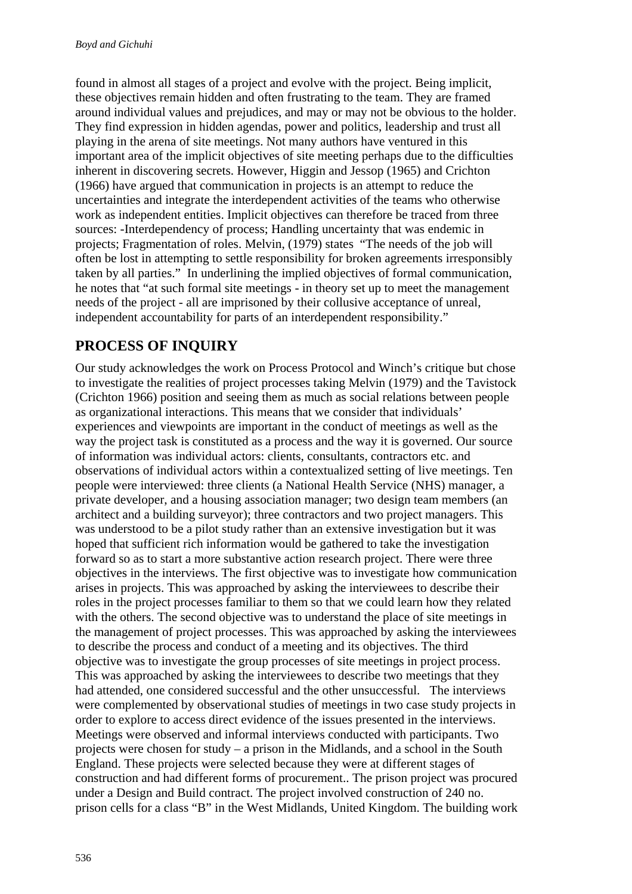found in almost all stages of a project and evolve with the project. Being implicit, these objectives remain hidden and often frustrating to the team. They are framed around individual values and prejudices, and may or may not be obvious to the holder. They find expression in hidden agendas, power and politics, leadership and trust all playing in the arena of site meetings. Not many authors have ventured in this important area of the implicit objectives of site meeting perhaps due to the difficulties inherent in discovering secrets. However, Higgin and Jessop (1965) and Crichton (1966) have argued that communication in projects is an attempt to reduce the uncertainties and integrate the interdependent activities of the teams who otherwise work as independent entities. Implicit objectives can therefore be traced from three sources: -Interdependency of process; Handling uncertainty that was endemic in projects; Fragmentation of roles. Melvin, (1979) states "The needs of the job will often be lost in attempting to settle responsibility for broken agreements irresponsibly taken by all parties." In underlining the implied objectives of formal communication, he notes that "at such formal site meetings - in theory set up to meet the management needs of the project - all are imprisoned by their collusive acceptance of unreal, independent accountability for parts of an interdependent responsibility."

## PROCESS OF INQUIRY

Our study acknowledges the work on Process Protocol and Winch's critique but chose to investigate the realities of project processes taking Melvin (1979) and the Tavistock (Crichton 1966) position and seeing them as much as social relations between people as organizational interactions. This means that we consider that individuals' experiences and viewpoints are important in the conduct of meetings as well as the way the project task is constituted as a process and the way it is governed. Our source of information was individual actors: clients, consultants, contractors etc. and observations of individual actors within a contextualized setting of live meetings. Ten people were interviewed: three clients (a National Health Service (NHS) manager, a private developer, and a housing association manager; two design team members (an architect and a building surveyor); three contractors and two project managers. This was understood to be a pilot study rather than an extensive investigation but it was hoped that sufficient rich information would be gathered to take the investigation forward so as to start a more substantive action research project. There were three objectives in the interviews. The first objective was to investigate how communication arises in projects. This was approached by asking the interviewees to describe their roles in the project processes familiar to them so that we could learn how they related with the others. The second objective was to understand the place of site meetings in the management of project processes. This was approached by asking the interviewees to describe the process and conduct of a meeting and its objectives. The third objective was to investigate the group processes of site meetings in project process. This was approached by asking the interviewees to describe two meetings that they had attended, one considered successful and the other unsuccessful. The interviews were complemented by observational studies of meetings in two case study projects in order to explore to access direct evidence of the issues presented in the interviews. Meetings were observed and informal interviews conducted with participants. Two projects were chosen for study – a prison in the Midlands, and a school in the South England. These projects were selected because they were at different stages of construction and had different forms of procurement.. The prison project was procured under a Design and Build contract. The project involved construction of 240 no. prison cells for a class "B" in the West Midlands, United Kingdom. The building work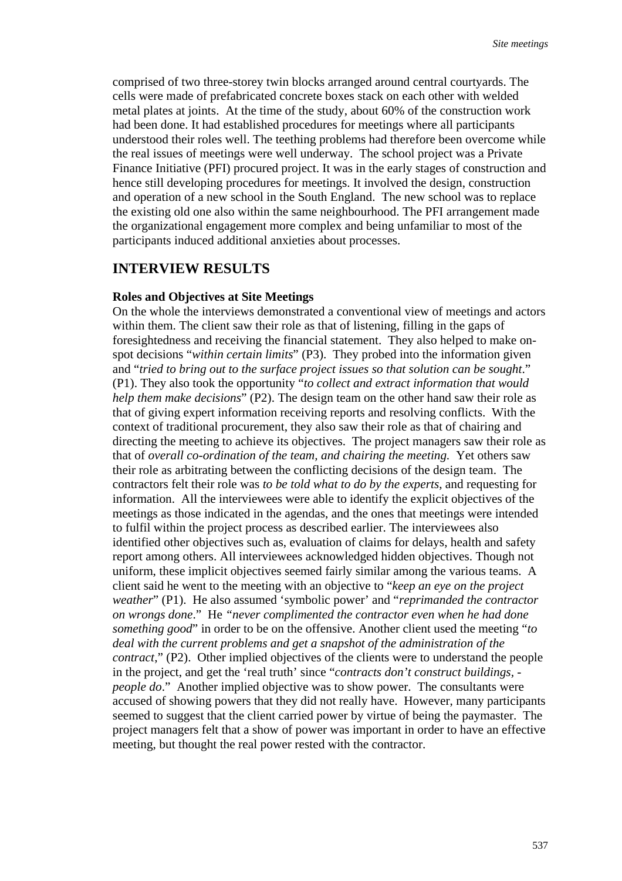comprised of two three-storey twin blocks arranged around central courtyards. The cells were made of prefabricated concrete boxes stack on each other with welded metal plates at joints. At the time of the study, about 60% of the construction work had been done. It had established procedures for meetings where all participants understood their roles well. The teething problems had therefore been overcome while the real issues of meetings were well underway. The school project was a Private Finance Initiative (PFI) procured project. It was in the early stages of construction and hence still developing procedures for meetings. It involved the design, construction and operation of a new school in the South England. The new school was to replace the existing old one also within the same neighbourhood. The PFI arrangement made the organizational engagement more complex and being unfamiliar to most of the participants induced additional anxieties about processes.

## INTERVIEW RESULTS

### Roles and Objectives at Site Meetings

On the whole the interviews demonstrated a conventional view of meetings and actors within them. The client saw their role as that of listening, filling in the gaps of foresightedness and receiving the financial statement. They also helped to make on-spot decisions "*within certain limits*" (P3). They probed into the information given and "*tried to bring out to the surface project issues so that solution can be sought*." (P1). They also took the opportunity "*to collect and extract information that would help them make decisions*" (P2). The design team on the other hand saw their role as that of giving expert information receiving reports and resolving conflicts. With the context of traditional procurement, they also saw their role as that of chairing and directing the meeting to achieve its objectives. The project managers saw their role as that of *overall co-ordination of the team, and chairing the meeting.* Yet others saw their role as arbitrating between the conflicting decisions of the design team. The contractors felt their role was *to be told what to do by the experts*, and requesting for information. All the interviewees were able to identify the explicit objectives of the meetings as those indicated in the agendas, and the ones that meetings were intended to fulfil within the project process as described earlier. The interviewees also identified other objectives such as, evaluation of claims for delays, health and safety report among others. All interviewees acknowledged hidden objectives. Though not uniform, these implicit objectives seemed fairly similar among the various teams. A client said he went to the meeting with an objective to "*keep an eye on the project weather*" (P1). He also assumed 'symbolic power' and "*reprimanded the contractor on wrongs done*." He "*never complimented the contractor even when he had done something good*" in order to be on the offensive. Another client used the meeting "*to deal with the current problems and get a snapshot of the administration of the contract*," (P2). Other implied objectives of the clients were to understand the people in the project, and get the 'real truth' since "*contracts don't construct buildings, - people do*." Another implied objective was to show power. The consultants were accused of showing powers that they did not really have. However, many participants seemed to suggest that the client carried power by virtue of being the paymaster. The project managers felt that a show of power was important in order to have an effective meeting, but thought the real power rested with the contractor.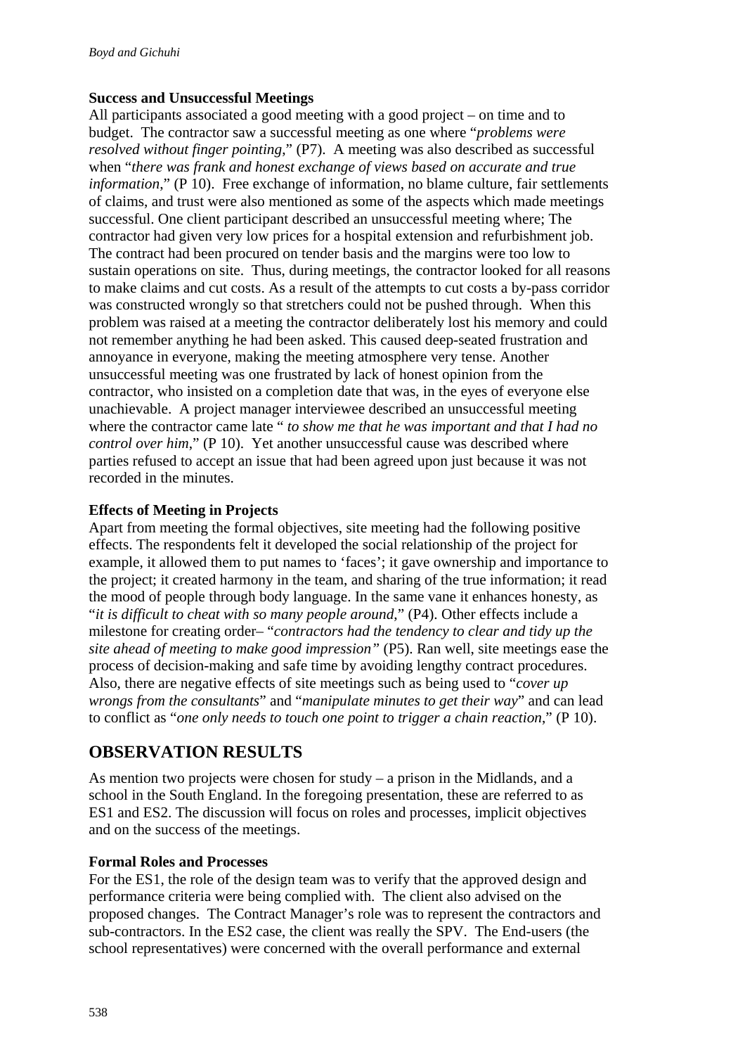### Success and Unsuccessful Meetings

All participants associated a good meeting with a good project – on time and to budget. The contractor saw a successful meeting as one where "*problems were resolved without finger pointing*," (P7). A meeting was also described as successful when "*there was frank and honest exchange of views based on accurate and true information*," (P 10). Free exchange of information, no blame culture, fair settlements of claims, and trust were also mentioned as some of the aspects which made meetings successful. One client participant described an unsuccessful meeting where; The contractor had given very low prices for a hospital extension and refurbishment job. The contract had been procured on tender basis and the margins were too low to sustain operations on site. Thus, during meetings, the contractor looked for all reasons to make claims and cut costs. As a result of the attempts to cut costs a by-pass corridor was constructed wrongly so that stretchers could not be pushed through. When this problem was raised at a meeting the contractor deliberately lost his memory and could not remember anything he had been asked. This caused deep-seated frustration and annoyance in everyone, making the meeting atmosphere very tense. Another unsuccessful meeting was one frustrated by lack of honest opinion from the contractor, who insisted on a completion date that was, in the eyes of everyone else unachievable. A project manager interviewee described an unsuccessful meeting where the contractor came late " *to show me that he was important and that I had no control over him*," (P 10). Yet another unsuccessful cause was described where parties refused to accept an issue that had been agreed upon just because it was not recorded in the minutes.

### Effects of Meeting in Projects

Apart from meeting the formal objectives, site meeting had the following positive effects. The respondents felt it developed the social relationship of the project for example, it allowed them to put names to 'faces'; it gave ownership and importance to the project; it created harmony in the team, and sharing of the true information; it read the mood of people through body language. In the same vane it enhances honesty, as "*it is difficult to cheat with so many people around*," (P4). Other effects include a milestone for creating order– "*contractors had the tendency to clear and tidy up the site ahead of meeting to make good impression"* (P5). Ran well, site meetings ease the process of decision-making and safe time by avoiding lengthy contract procedures. Also, there are negative effects of site meetings such as being used to "*cover up wrongs from the consultants*" and "*manipulate minutes to get their way*" and can lead to conflict as "*one only needs to touch one point to trigger a chain reaction*," (P 10).

## OBSERVATION RESULTS

As mention two projects were chosen for study – a prison in the Midlands, and a school in the South England. In the foregoing presentation, these are referred to as ES1 and ES2. The discussion will focus on roles and processes, implicit objectives and on the success of the meetings.

### Formal Roles and Processes

For the ES1, the role of the design team was to verify that the approved design and performance criteria were being complied with. The client also advised on the proposed changes. The Contract Manager's role was to represent the contractors and sub-contractors. In the ES2 case, the client was really the SPV. The End-users (the school representatives) were concerned with the overall performance and external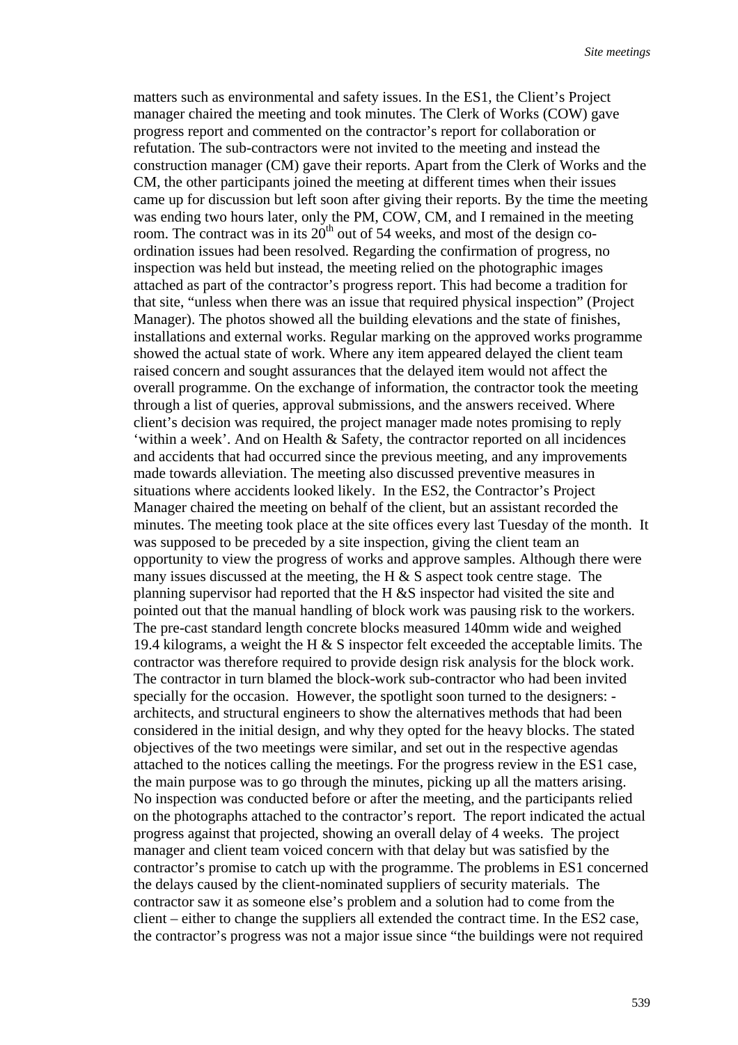matters such as environmental and safety issues. In the ES1, the Client's Project manager chaired the meeting and took minutes. The Clerk of Works (COW) gave progress report and commented on the contractor's report for collaboration or refutation. The sub-contractors were not invited to the meeting and instead the construction manager (CM) gave their reports. Apart from the Clerk of Works and the CM, the other participants joined the meeting at different times when their issues came up for discussion but left soon after giving their reports. By the time the meeting was ending two hours later, only the PM, COW, CM, and I remained in the meeting room. The contract was in its 20th out of 54 weeks, and most of the design co-ordination issues had been resolved. Regarding the confirmation of progress, no inspection was held but instead, the meeting relied on the photographic images attached as part of the contractor's progress report. This had become a tradition for that site, "unless when there was an issue that required physical inspection" (Project Manager). The photos showed all the building elevations and the state of finishes, installations and external works. Regular marking on the approved works programme showed the actual state of work. Where any item appeared delayed the client team raised concern and sought assurances that the delayed item would not affect the overall programme. On the exchange of information, the contractor took the meeting through a list of queries, approval submissions, and the answers received. Where client's decision was required, the project manager made notes promising to reply 'within a week'. And on Health & Safety, the contractor reported on all incidences and accidents that had occurred since the previous meeting, and any improvements made towards alleviation. The meeting also discussed preventive measures in situations where accidents looked likely. In the ES2, the Contractor's Project Manager chaired the meeting on behalf of the client, but an assistant recorded the minutes. The meeting took place at the site offices every last Tuesday of the month. It was supposed to be preceded by a site inspection, giving the client team an opportunity to view the progress of works and approve samples. Although there were many issues discussed at the meeting, the H & S aspect took centre stage. The planning supervisor had reported that the H &S inspector had visited the site and pointed out that the manual handling of block work was pausing risk to the workers. The pre-cast standard length concrete blocks measured 140mm wide and weighed 19.4 kilograms, a weight the H & S inspector felt exceeded the acceptable limits. The contractor was therefore required to provide design risk analysis for the block work. The contractor in turn blamed the block-work sub-contractor who had been invited specially for the occasion. However, the spotlight soon turned to the designers: - architects, and structural engineers to show the alternatives methods that had been considered in the initial design, and why they opted for the heavy blocks. The stated objectives of the two meetings were similar, and set out in the respective agendas attached to the notices calling the meetings. For the progress review in the ES1 case, the main purpose was to go through the minutes, picking up all the matters arising. No inspection was conducted before or after the meeting, and the participants relied on the photographs attached to the contractor's report. The report indicated the actual progress against that projected, showing an overall delay of 4 weeks. The project manager and client team voiced concern with that delay but was satisfied by the contractor's promise to catch up with the programme. The problems in ES1 concerned the delays caused by the client-nominated suppliers of security materials. The contractor saw it as someone else's problem and a solution had to come from the client – either to change the suppliers all extended the contract time. In the ES2 case, the contractor's progress was not a major issue since "the buildings were not required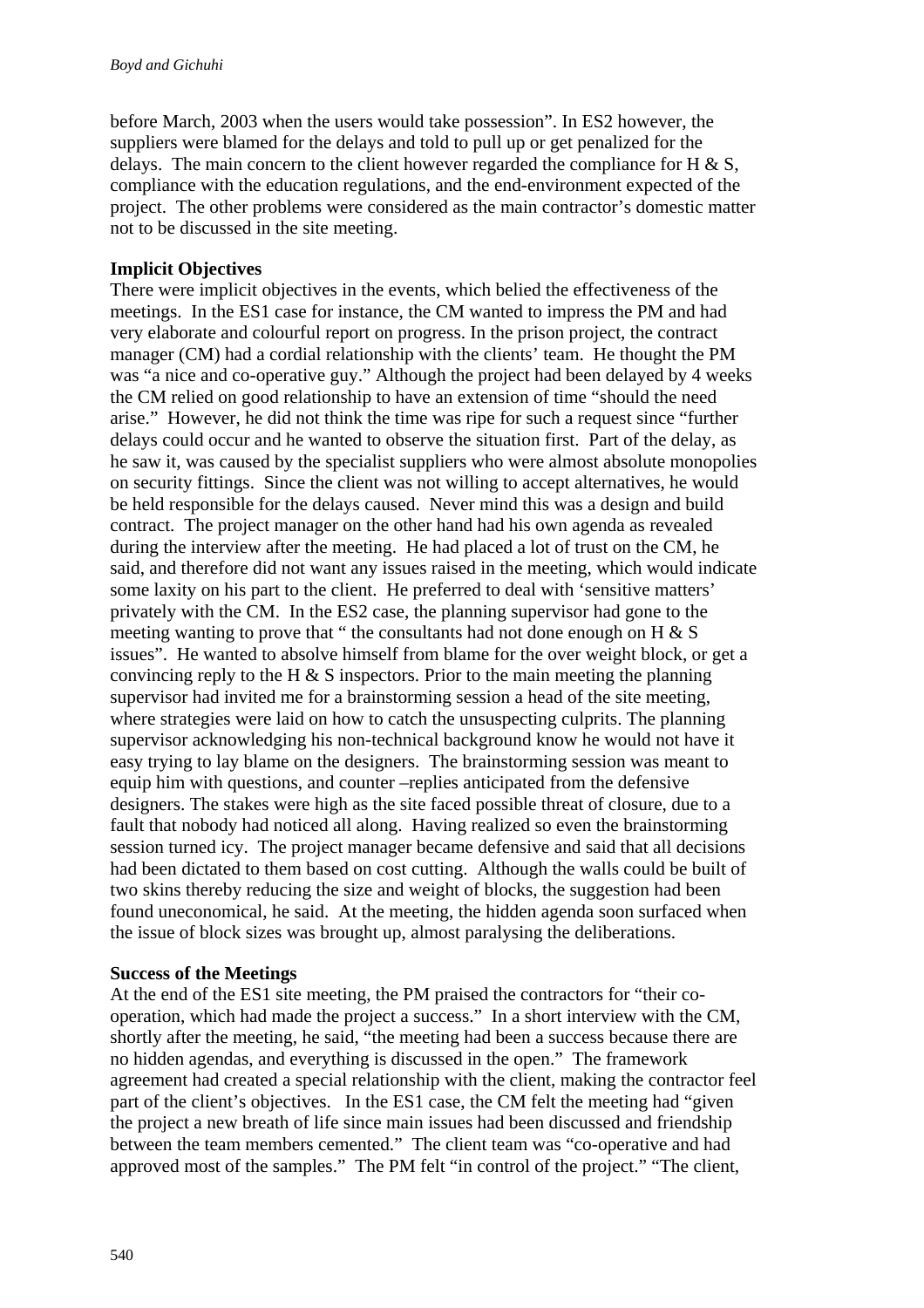before March, 2003 when the users would take possession". In ES2 however, the suppliers were blamed for the delays and told to pull up or get penalized for the delays. The main concern to the client however regarded the compliance for H & S, compliance with the education regulations, and the end-environment expected of the project. The other problems were considered as the main contractor's domestic matter not to be discussed in the site meeting.

**Implicit Objectives**

There were implicit objectives in the events, which belied the effectiveness of the meetings. In the ES1 case for instance, the CM wanted to impress the PM and had very elaborate and colourful report on progress. In the prison project, the contract manager (CM) had a cordial relationship with the clients' team. He thought the PM was "a nice and co-operative guy." Although the project had been delayed by 4 weeks the CM relied on good relationship to have an extension of time "should the need arise." However, he did not think the time was ripe for such a request since "further delays could occur and he wanted to observe the situation first. Part of the delay, as he saw it, was caused by the specialist suppliers who were almost absolute monopolies on security fittings. Since the client was not willing to accept alternatives, he would be held responsible for the delays caused. Never mind this was a design and build contract. The project manager on the other hand had his own agenda as revealed during the interview after the meeting. He had placed a lot of trust on the CM, he said, and therefore did not want any issues raised in the meeting, which would indicate some laxity on his part to the client. He preferred to deal with 'sensitive matters' privately with the CM. In the ES2 case, the planning supervisor had gone to the meeting wanting to prove that " the consultants had not done enough on H & S issues". He wanted to absolve himself from blame for the over weight block, or get a convincing reply to the H & S inspectors. Prior to the main meeting the planning supervisor had invited me for a brainstorming session a head of the site meeting, where strategies were laid on how to catch the unsuspecting culprits. The planning supervisor acknowledging his non-technical background know he would not have it easy trying to lay blame on the designers. The brainstorming session was meant to equip him with questions, and counter –replies anticipated from the defensive designers. The stakes were high as the site faced possible threat of closure, due to a fault that nobody had noticed all along. Having realized so even the brainstorming session turned icy. The project manager became defensive and said that all decisions had been dictated to them based on cost cutting. Although the walls could be built of two skins thereby reducing the size and weight of blocks, the suggestion had been found uneconomical, he said. At the meeting, the hidden agenda soon surfaced when the issue of block sizes was brought up, almost paralysing the deliberations.

**Success of the Meetings**

At the end of the ES1 site meeting, the PM praised the contractors for "their co-operation, which had made the project a success." In a short interview with the CM, shortly after the meeting, he said, "the meeting had been a success because there are no hidden agendas, and everything is discussed in the open." The framework agreement had created a special relationship with the client, making the contractor feel part of the client's objectives. In the ES1 case, the CM felt the meeting had "given the project a new breath of life since main issues had been discussed and friendship between the team members cemented." The client team was "co-operative and had approved most of the samples." The PM felt "in control of the project." "The client,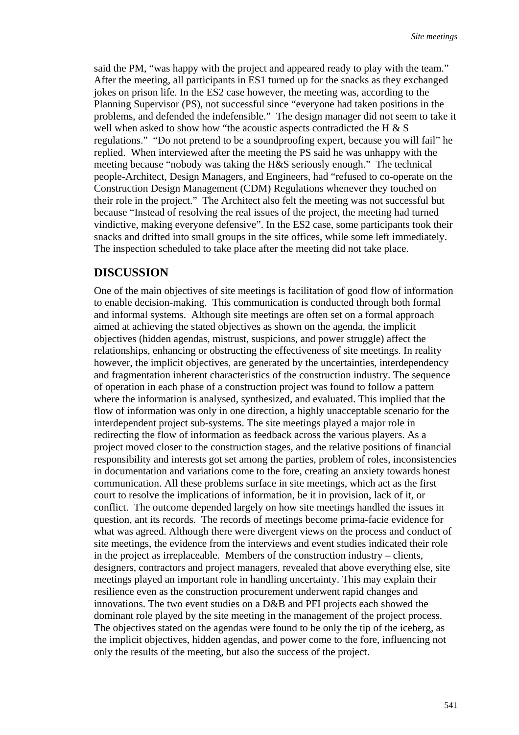said the PM, "was happy with the project and appeared ready to play with the team." After the meeting, all participants in ES1 turned up for the snacks as they exchanged jokes on prison life. In the ES2 case however, the meeting was, according to the Planning Supervisor (PS), not successful since "everyone had taken positions in the problems, and defended the indefensible." The design manager did not seem to take it well when asked to show how "the acoustic aspects contradicted the H & S regulations." "Do not pretend to be a soundproofing expert, because you will fail" he replied. When interviewed after the meeting the PS said he was unhappy with the meeting because "nobody was taking the H&S seriously enough." The technical people-Architect, Design Managers, and Engineers, had "refused to co-operate on the Construction Design Management (CDM) Regulations whenever they touched on their role in the project." The Architect also felt the meeting was not successful but because "Instead of resolving the real issues of the project, the meeting had turned vindictive, making everyone defensive". In the ES2 case, some participants took their snacks and drifted into small groups in the site offices, while some left immediately. The inspection scheduled to take place after the meeting did not take place.

## DISCUSSION

One of the main objectives of site meetings is facilitation of good flow of information to enable decision-making. This communication is conducted through both formal and informal systems. Although site meetings are often set on a formal approach aimed at achieving the stated objectives as shown on the agenda, the implicit objectives (hidden agendas, mistrust, suspicions, and power struggle) affect the relationships, enhancing or obstructing the effectiveness of site meetings. In reality however, the implicit objectives, are generated by the uncertainties, interdependency and fragmentation inherent characteristics of the construction industry. The sequence of operation in each phase of a construction project was found to follow a pattern where the information is analysed, synthesized, and evaluated. This implied that the flow of information was only in one direction, a highly unacceptable scenario for the interdependent project sub-systems. The site meetings played a major role in redirecting the flow of information as feedback across the various players. As a project moved closer to the construction stages, and the relative positions of financial responsibility and interests got set among the parties, problem of roles, inconsistencies in documentation and variations come to the fore, creating an anxiety towards honest communication. All these problems surface in site meetings, which act as the first court to resolve the implications of information, be it in provision, lack of it, or conflict. The outcome depended largely on how site meetings handled the issues in question, ant its records. The records of meetings become prima-facie evidence for what was agreed. Although there were divergent views on the process and conduct of site meetings, the evidence from the interviews and event studies indicated their role in the project as irreplaceable. Members of the construction industry – clients, designers, contractors and project managers, revealed that above everything else, site meetings played an important role in handling uncertainty. This may explain their resilience even as the construction procurement underwent rapid changes and innovations. The two event studies on a D&B and PFI projects each showed the dominant role played by the site meeting in the management of the project process. The objectives stated on the agendas were found to be only the tip of the iceberg, as the implicit objectives, hidden agendas, and power come to the fore, influencing not only the results of the meeting, but also the success of the project.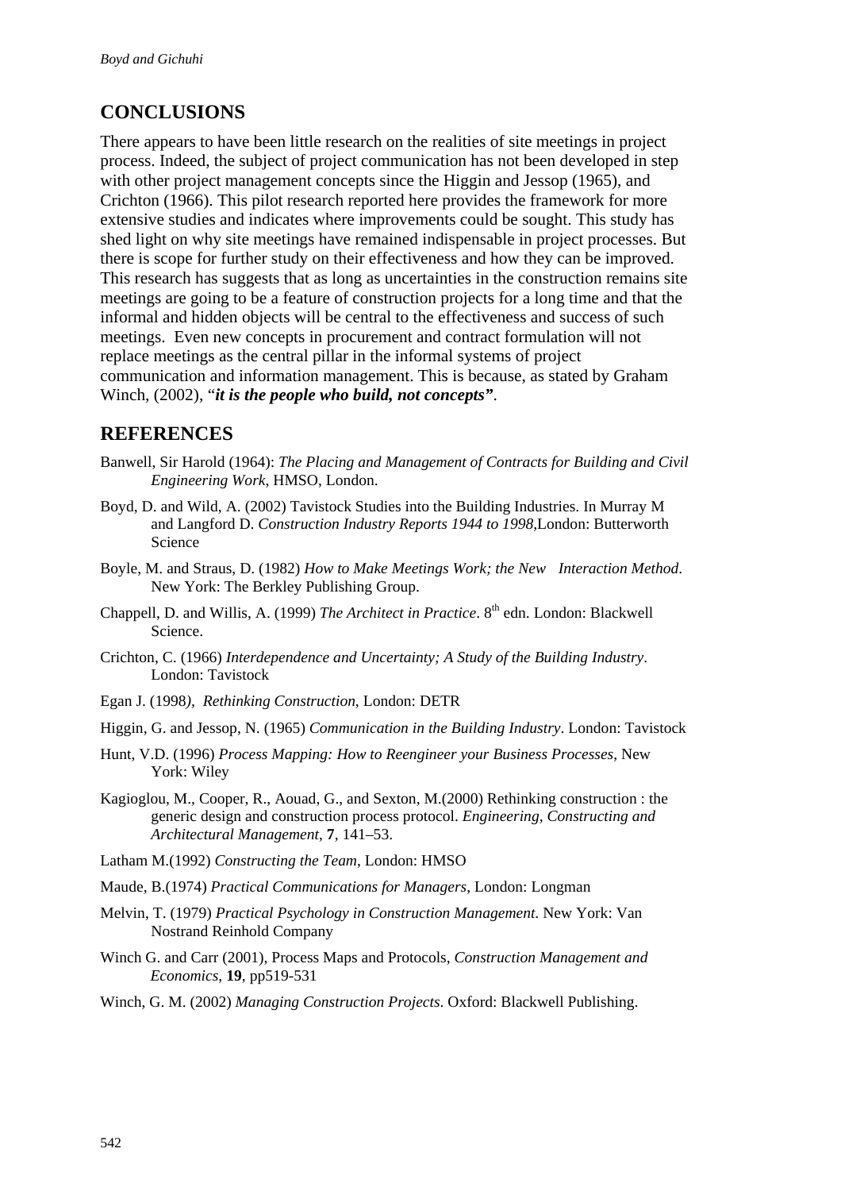## CONCLUSIONS

There appears to have been little research on the realities of site meetings in project process. Indeed, the subject of project communication has not been developed in step with other project management concepts since the Higgin and Jessop (1965), and Crichton (1966). This pilot research reported here provides the framework for more extensive studies and indicates where improvements could be sought. This study has shed light on why site meetings have remained indispensable in project processes. But there is scope for further study on their effectiveness and how they can be improved. This research has suggests that as long as uncertainties in the construction remains site meetings are going to be a feature of construction projects for a long time and that the informal and hidden objects will be central to the effectiveness and success of such meetings. Even new concepts in procurement and contract formulation will not replace meetings as the central pillar in the informal systems of project communication and information management. This is because, as stated by Graham Winch, (2002), "***it is the people who build, not concepts***".

## REFERENCES

Banwell, Sir Harold (1964): *The Placing and Management of Contracts for Building and Civil Engineering Work*, HMSO, London.

Boyd, D. and Wild, A. (2002) Tavistock Studies into the Building Industries. In Murray M and Langford D. *Construction Industry Reports 1944 to 1998*,London: Butterworth Science

Boyle, M. and Straus, D. (1982) *How to Make Meetings Work; the New Interaction Method*. New York: The Berkley Publishing Group.

Chappell, D. and Willis, A. (1999) *The Architect in Practice*. 8th edn. London: Blackwell Science.

Crichton, C. (1966) *Interdependence and Uncertainty; A Study of the Building Industry*. London: Tavistock

Egan J. (1998), *Rethinking Construction*, London: DETR

Higgin, G. and Jessop, N. (1965) *Communication in the Building Industry*. London: Tavistock

Hunt, V.D. (1996) *Process Mapping: How to Reengineer your Business Processes*, New York: Wiley

Kagioglou, M., Cooper, R., Aouad, G., and Sexton, M.(2000) Rethinking construction : the generic design and construction process protocol. *Engineering, Constructing and Architectural Management*, **7**, 141–53.

Latham M.(1992) *Constructing the Team*, London: HMSO

Maude, B.(1974) *Practical Communications for Managers*, London: Longman

Melvin, T. (1979) *Practical Psychology in Construction Management*. New York: Van Nostrand Reinhold Company

Winch G. and Carr (2001), Process Maps and Protocols, *Construction Management and Economics*, **19**, pp519-531

Winch, G. M. (2002) *Managing Construction Projects*. Oxford: Blackwell Publishing.